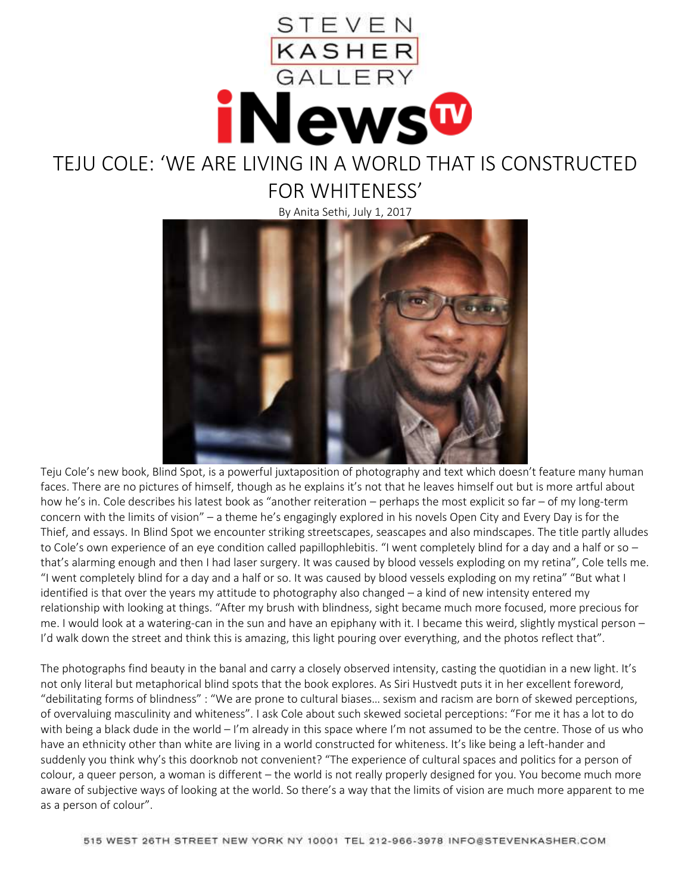STEVEN KASHER GALLERY

iNews TV

# TEJU COLE: 'WE ARE LIVING IN A WORLD THAT IS CONSTRUCTED FOR WHITENESS'

By Anita Sethi, July 1, 2017

Teju Cole's new book, Blind Spot, is a powerful juxtaposition of photography and text which doesn't feature many human faces. There are no pictures of himself, though as he explains it's not that he leaves himself out but is more artful about how he's in. Cole describes his latest book as "another reiteration – perhaps the most explicit so far – of my long-term concern with the limits of vision" – a theme he's engagingly explored in his novels Open City and Every Day is for the Thief, and essays. In Blind Spot we encounter striking streetscapes, seascapes and also mindscapes. The title partly alludes to Cole's own experience of an eye condition called papillophlebitis. "I went completely blind for a day and a half or so – that's alarming enough and then I had laser surgery. It was caused by blood vessels exploding on my retina", Cole tells me. "I went completely blind for a day and a half or so. It was caused by blood vessels exploding on my retina" "But what I identified is that over the years my attitude to photography also changed – a kind of new intensity entered my relationship with looking at things. "After my brush with blindness, sight became much more focused, more precious for me. I would look at a watering-can in the sun and have an epiphany with it. I became this weird, slightly mystical person – I'd walk down the street and think this is amazing, this light pouring over everything, and the photos reflect that".

The photographs find beauty in the banal and carry a closely observed intensity, casting the quotidian in a new light. It's not only literal but metaphorical blind spots that the book explores. As Siri Hustvedt puts it in her excellent foreword, "debilitating forms of blindness" : "We are prone to cultural biases… sexism and racism are born of skewed perceptions, of overvaluing masculinity and whiteness". I ask Cole about such skewed societal perceptions: "For me it has a lot to do with being a black dude in the world – I'm already in this space where I'm not assumed to be the centre. Those of us who have an ethnicity other than white are living in a world constructed for whiteness. It's like being a left-hander and suddenly you think why's this doorknob not convenient? "The experience of cultural spaces and politics for a person of colour, a queer person, a woman is different – the world is not really properly designed for you. You become much more aware of subjective ways of looking at the world. So there's a way that the limits of vision are much more apparent to me as a person of colour".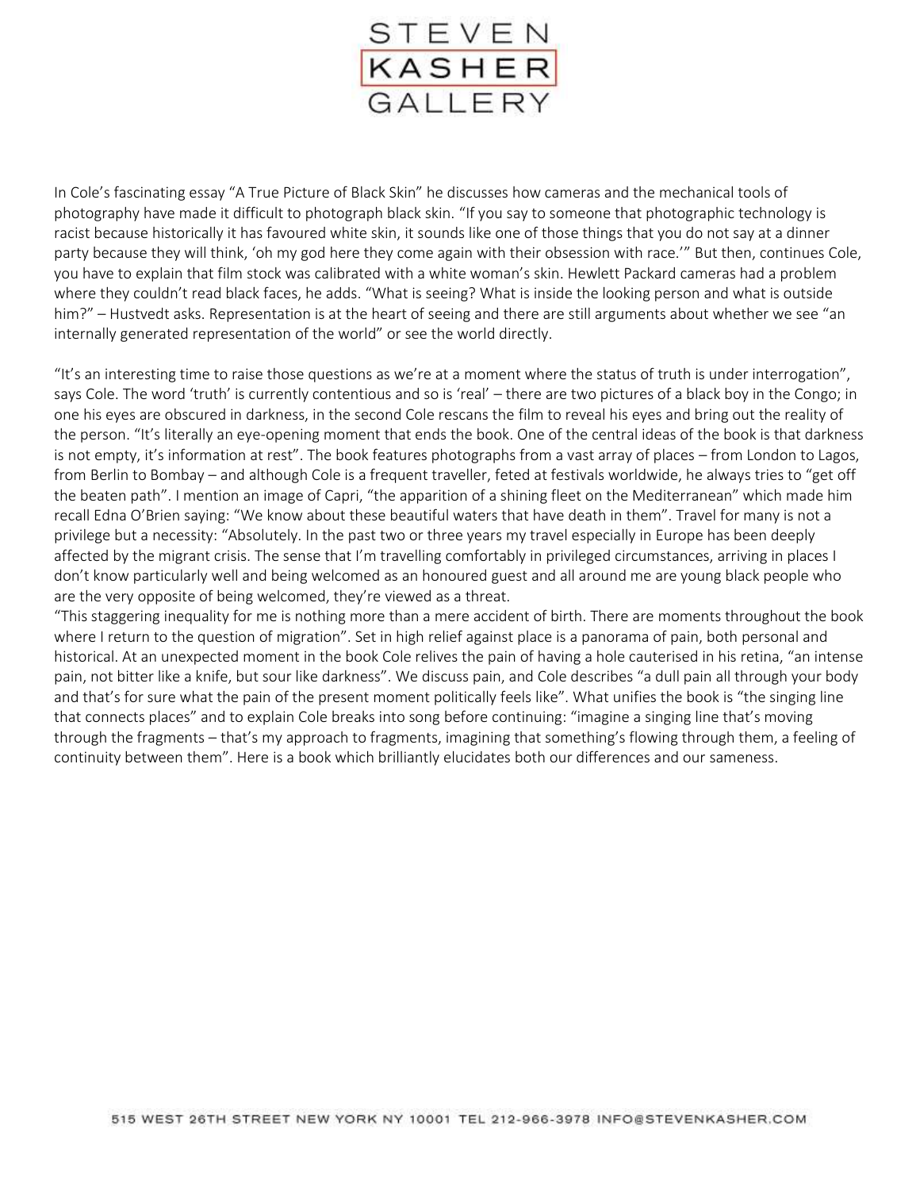In Cole's fascinating essay "A True Picture of Black Skin" he discusses how cameras and the mechanical tools of photography have made it difficult to photograph black skin. "If you say to someone that photographic technology is racist because historically it has favoured white skin, it sounds like one of those things that you do not say at a dinner party because they will think, 'oh my god here they come again with their obsession with race.'" But then, continues Cole, you have to explain that film stock was calibrated with a white woman's skin. Hewlett Packard cameras had a problem where they couldn't read black faces, he adds. "What is seeing? What is inside the looking person and what is outside him?" – Hustvedt asks. Representation is at the heart of seeing and there are still arguments about whether we see "an internally generated representation of the world" or see the world directly.

"It's an interesting time to raise those questions as we're at a moment where the status of truth is under interrogation", says Cole. The word 'truth' is currently contentious and so is 'real' – there are two pictures of a black boy in the Congo; in one his eyes are obscured in darkness, in the second Cole rescans the film to reveal his eyes and bring out the reality of the person. "It's literally an eye-opening moment that ends the book. One of the central ideas of the book is that darkness is not empty, it's information at rest". The book features photographs from a vast array of places – from London to Lagos, from Berlin to Bombay – and although Cole is a frequent traveller, feted at festivals worldwide, he always tries to "get off the beaten path". I mention an image of Capri, "the apparition of a shining fleet on the Mediterranean" which made him recall Edna O'Brien saying: "We know about these beautiful waters that have death in them". Travel for many is not a privilege but a necessity: "Absolutely. In the past two or three years my travel especially in Europe has been deeply affected by the migrant crisis. The sense that I'm travelling comfortably in privileged circumstances, arriving in places I don't know particularly well and being welcomed as an honoured guest and all around me are young black people who are the very opposite of being welcomed, they're viewed as a threat.

"This staggering inequality for me is nothing more than a mere accident of birth. There are moments throughout the book where I return to the question of migration". Set in high relief against place is a panorama of pain, both personal and historical. At an unexpected moment in the book Cole relives the pain of having a hole cauterised in his retina, "an intense pain, not bitter like a knife, but sour like darkness". We discuss pain, and Cole describes "a dull pain all through your body and that's for sure what the pain of the present moment politically feels like". What unifies the book is "the singing line that connects places" and to explain Cole breaks into song before continuing: "imagine a singing line that's moving through the fragments – that's my approach to fragments, imagining that something's flowing through them, a feeling of continuity between them". Here is a book which brilliantly elucidates both our differences and our sameness.